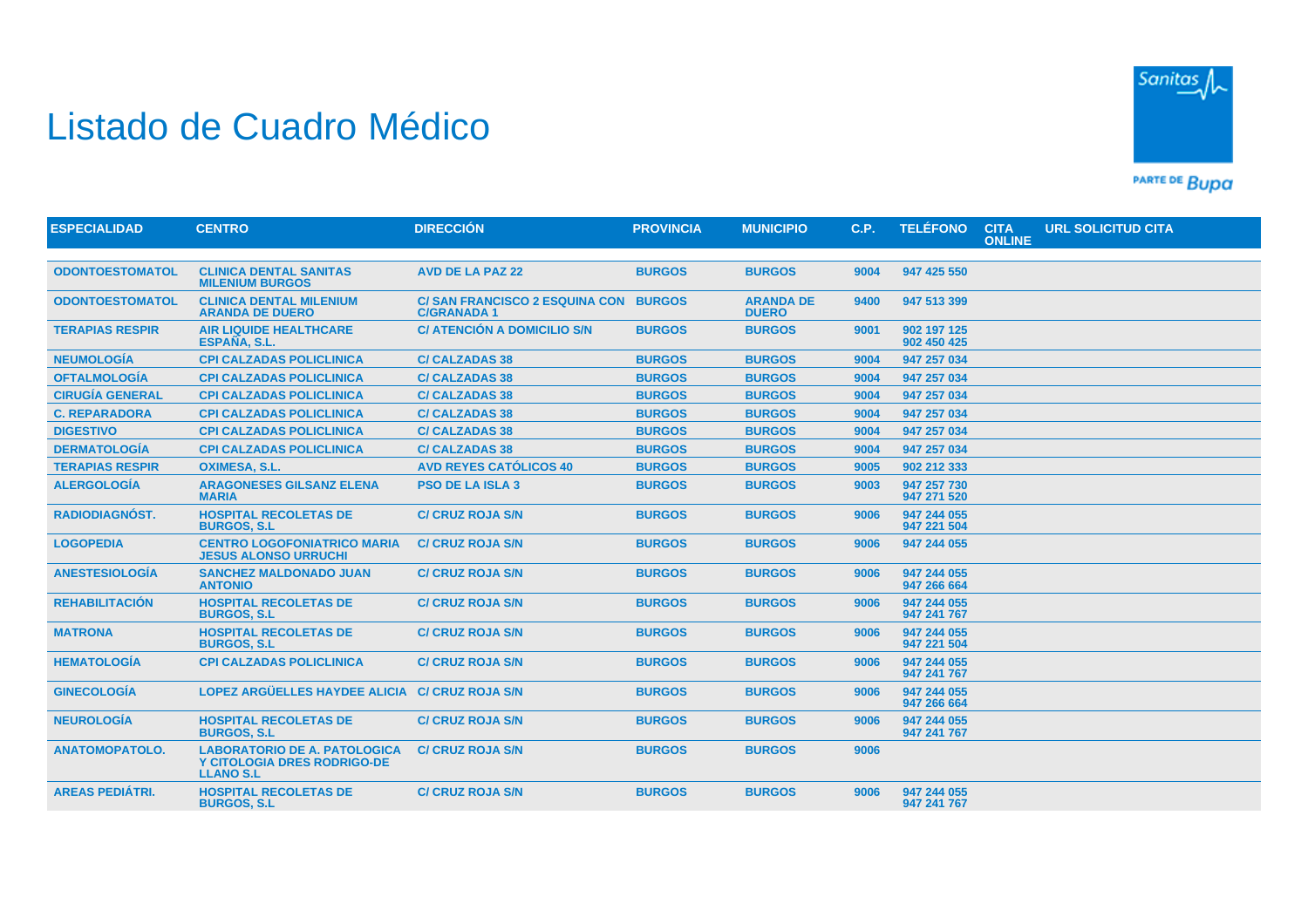# Listado de Cuadro Médico

| ESPECIALIDAD | CENTRO | DIRECCIÓN | PROVINCIA | MUNICIPIO | C.P. | TELÉFONO | CITA ONLINE | URL SOLICITUD CITA |
|---|---|---|---|---|---|---|---|---|
| ODONTOESTOMATOL | CLINICA DENTAL SANITAS MILENIUM BURGOS | AVD DE LA PAZ 22 | BURGOS | BURGOS | 9004 | 947 425 550 | | |
| ODONTOESTOMATOL | CLINICA DENTAL MILENIUM ARANDA DE DUERO | C/ SAN FRANCISCO 2 ESQUINA CON C/GRANADA 1 | BURGOS | ARANDA DE DUERO | 9400 | 947 513 399 | | |
| TERAPIAS RESPIR | AIR LIQUIDE HEALTHCARE ESPAÑA, S.L. | C/ ATENCIÓN A DOMICILIO S/N | BURGOS | BURGOS | 9001 | 902 197 125<br>902 450 425 | | |
| NEUMOLOGÍA | CPI CALZADAS POLICLINICA | C/ CALZADAS 38 | BURGOS | BURGOS | 9004 | 947 257 034 | | |
| OFTALMOLOGÍA | CPI CALZADAS POLICLINICA | C/ CALZADAS 38 | BURGOS | BURGOS | 9004 | 947 257 034 | | |
| CIRUGÍA GENERAL | CPI CALZADAS POLICLINICA | C/ CALZADAS 38 | BURGOS | BURGOS | 9004 | 947 257 034 | | |
| C. REPARADORA | CPI CALZADAS POLICLINICA | C/ CALZADAS 38 | BURGOS | BURGOS | 9004 | 947 257 034 | | |
| DIGESTIVO | CPI CALZADAS POLICLINICA | C/ CALZADAS 38 | BURGOS | BURGOS | 9004 | 947 257 034 | | |
| DERMATOLOGÍA | CPI CALZADAS POLICLINICA | C/ CALZADAS 38 | BURGOS | BURGOS | 9004 | 947 257 034 | | |
| TERAPIAS RESPIR | OXIMESA, S.L. | AVD REYES CATÓLICOS 40 | BURGOS | BURGOS | 9005 | 902 212 333 | | |
| ALERGOLOGÍA | ARAGONESES GILSANZ ELENA MARIA | PSO DE LA ISLA 3 | BURGOS | BURGOS | 9003 | 947 257 730<br>947 271 520 | | |
| RADIODIAGNÓST. | HOSPITAL RECOLETAS DE BURGOS, S.L | C/ CRUZ ROJA S/N | BURGOS | BURGOS | 9006 | 947 244 055<br>947 221 504 | | |
| LOGOPEDIA | CENTRO LOGOFONIATRICO MARIA JESUS ALONSO URRUCHI | C/ CRUZ ROJA S/N | BURGOS | BURGOS | 9006 | 947 244 055 | | |
| ANESTESIOLOGÍA | SANCHEZ MALDONADO JUAN ANTONIO | C/ CRUZ ROJA S/N | BURGOS | BURGOS | 9006 | 947 244 055<br>947 266 664 | | |
| REHABILITACIÓN | HOSPITAL RECOLETAS DE BURGOS, S.L | C/ CRUZ ROJA S/N | BURGOS | BURGOS | 9006 | 947 244 055<br>947 241 767 | | |
| MATRONA | HOSPITAL RECOLETAS DE BURGOS, S.L | C/ CRUZ ROJA S/N | BURGOS | BURGOS | 9006 | 947 244 055<br>947 221 504 | | |
| HEMATOLOGÍA | CPI CALZADAS POLICLINICA | C/ CRUZ ROJA S/N | BURGOS | BURGOS | 9006 | 947 244 055<br>947 241 767 | | |
| GINECOLOGÍA | LOPEZ ARGÜELLES HAYDEE ALICIA | C/ CRUZ ROJA S/N | BURGOS | BURGOS | 9006 | 947 244 055<br>947 266 664 | | |
| NEUROLOGÍA | HOSPITAL RECOLETAS DE BURGOS, S.L | C/ CRUZ ROJA S/N | BURGOS | BURGOS | 9006 | 947 244 055<br>947 241 767 | | |
| ANATOMOPATOLO. | LABORATORIO DE A. PATOLOGICA Y CITOLOGIA DRES RODRIGO-DE LLANO S.L | C/ CRUZ ROJA S/N | BURGOS | BURGOS | 9006 | | | |
| AREAS PEDIÁTRI. | HOSPITAL RECOLETAS DE BURGOS, S.L | C/ CRUZ ROJA S/N | BURGOS | BURGOS | 9006 | 947 244 055<br>947 241 767 | | |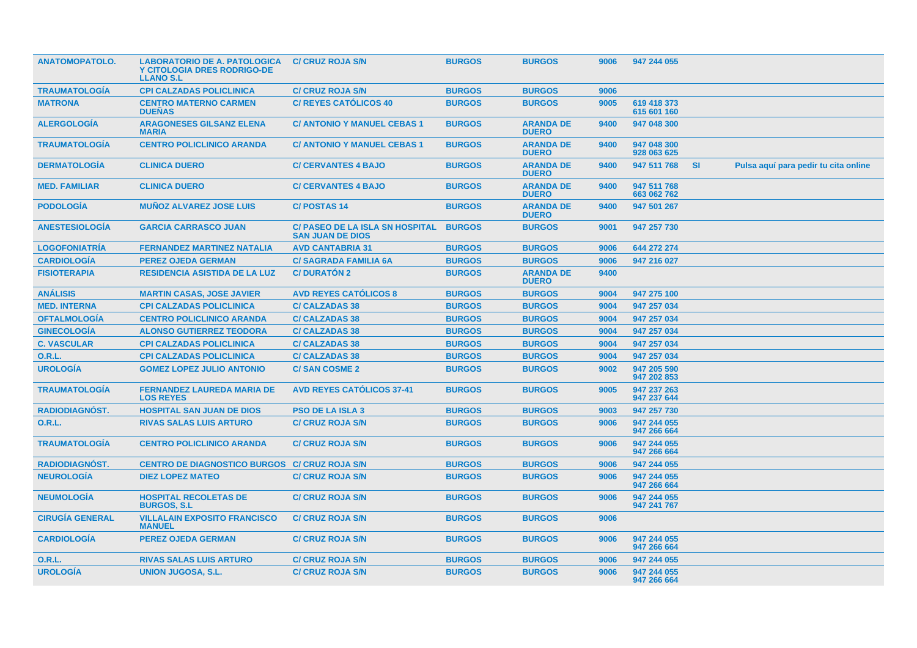| | | | | | | | | |
|---|---|---|---|---|---|---|---|---|
| ANATOMOPATOLO. | LABORATORIO DE A. PATOLOGICA Y CITOLOGIA DRES RODRIGO-DE LLANO S.L | C/ CRUZ ROJA S/N | BURGOS | BURGOS | 9006 | 947 244 055 | | |
| TRAUMATOLOGÍA | CPI CALZADAS POLICLINICA | C/ CRUZ ROJA S/N | BURGOS | BURGOS | 9006 | | | |
| MATRONA | CENTRO MATERNO CARMEN DUEÑAS | C/ REYES CATÓLICOS 40 | BURGOS | BURGOS | 9005 | 619 418 373 615 601 160 | | |
| ALERGOLOGÍA | ARAGONESES GILSANZ ELENA MARIA | C/ ANTONIO Y MANUEL CEBAS 1 | BURGOS | ARANDA DE DUERO | 9400 | 947 048 300 | | |
| TRAUMATOLOGÍA | CENTRO POLICLINICO ARANDA | C/ ANTONIO Y MANUEL CEBAS 1 | BURGOS | ARANDA DE DUERO | 9400 | 947 048 300 928 063 625 | | |
| DERMATOLOGÍA | CLINICA DUERO | C/ CERVANTES 4 BAJO | BURGOS | ARANDA DE DUERO | 9400 | 947 511 768 | SI | Pulsa aquí para pedir tu cita online |
| MED. FAMILIAR | CLINICA DUERO | C/ CERVANTES 4 BAJO | BURGOS | ARANDA DE DUERO | 9400 | 947 511 768 663 062 762 | | |
| PODOLOGÍA | MUÑOZ ALVAREZ JOSE LUIS | C/ POSTAS 14 | BURGOS | ARANDA DE DUERO | 9400 | 947 501 267 | | |
| ANESTESIOLOGÍA | GARCIA CARRASCO JUAN | C/ PASEO DE LA ISLA SN HOSPITAL SAN JUAN DE DIOS | BURGOS | BURGOS | 9001 | 947 257 730 | | |
| LOGOFONIATRÍA | FERNANDEZ MARTINEZ NATALIA | AVD CANTABRIA 31 | BURGOS | BURGOS | 9006 | 644 272 274 | | |
| CARDIOLOGÍA | PEREZ OJEDA GERMAN | C/ SAGRADA FAMILIA 6A | BURGOS | BURGOS | 9006 | 947 216 027 | | |
| FISIOTERAPIA | RESIDENCIA ASISTIDA DE LA LUZ | C/ DURATÓN 2 | BURGOS | ARANDA DE DUERO | 9400 | | | |
| ANÁLISIS | MARTIN CASAS, JOSE JAVIER | AVD REYES CATÓLICOS 8 | BURGOS | BURGOS | 9004 | 947 275 100 | | |
| MED. INTERNA | CPI CALZADAS POLICLINICA | C/ CALZADAS 38 | BURGOS | BURGOS | 9004 | 947 257 034 | | |
| OFTALMOLOGÍA | CENTRO POLICLINICO ARANDA | C/ CALZADAS 38 | BURGOS | BURGOS | 9004 | 947 257 034 | | |
| GINECOLOGÍA | ALONSO GUTIERREZ TEODORA | C/ CALZADAS 38 | BURGOS | BURGOS | 9004 | 947 257 034 | | |
| C. VASCULAR | CPI CALZADAS POLICLINICA | C/ CALZADAS 38 | BURGOS | BURGOS | 9004 | 947 257 034 | | |
| O.R.L. | CPI CALZADAS POLICLINICA | C/ CALZADAS 38 | BURGOS | BURGOS | 9004 | 947 257 034 | | |
| UROLOGÍA | GOMEZ LOPEZ JULIO ANTONIO | C/ SAN COSME 2 | BURGOS | BURGOS | 9002 | 947 205 590 947 202 853 | | |
| TRAUMATOLOGÍA | FERNANDEZ LAUREDA MARIA DE LOS REYES | AVD REYES CATÓLICOS 37-41 | BURGOS | BURGOS | 9005 | 947 237 263 947 237 644 | | |
| RADIODIAGNÓST. | HOSPITAL SAN JUAN DE DIOS | PSO DE LA ISLA 3 | BURGOS | BURGOS | 9003 | 947 257 730 | | |
| O.R.L. | RIVAS SALAS LUIS ARTURO | C/ CRUZ ROJA S/N | BURGOS | BURGOS | 9006 | 947 244 055 947 266 664 | | |
| TRAUMATOLOGÍA | CENTRO POLICLINICO ARANDA | C/ CRUZ ROJA S/N | BURGOS | BURGOS | 9006 | 947 244 055 947 266 664 | | |
| RADIODIAGNÓST. | CENTRO DE DIAGNOSTICO BURGOS | C/ CRUZ ROJA S/N | BURGOS | BURGOS | 9006 | 947 244 055 | | |
| NEUROLOGÍA | DIEZ LOPEZ MATEO | C/ CRUZ ROJA S/N | BURGOS | BURGOS | 9006 | 947 244 055 947 266 664 | | |
| NEUMOLOGÍA | HOSPITAL RECOLETAS DE BURGOS, S.L | C/ CRUZ ROJA S/N | BURGOS | BURGOS | 9006 | 947 244 055 947 241 767 | | |
| CIRUGÍA GENERAL | VILLALAIN EXPOSITO FRANCISCO MANUEL | C/ CRUZ ROJA S/N | BURGOS | BURGOS | 9006 | | | |
| CARDIOLOGÍA | PEREZ OJEDA GERMAN | C/ CRUZ ROJA S/N | BURGOS | BURGOS | 9006 | 947 244 055 947 266 664 | | |
| O.R.L. | RIVAS SALAS LUIS ARTURO | C/ CRUZ ROJA S/N | BURGOS | BURGOS | 9006 | 947 244 055 | | |
| UROLOGÍA | UNION JUGOSA, S.L. | C/ CRUZ ROJA S/N | BURGOS | BURGOS | 9006 | 947 244 055 947 266 664 | | |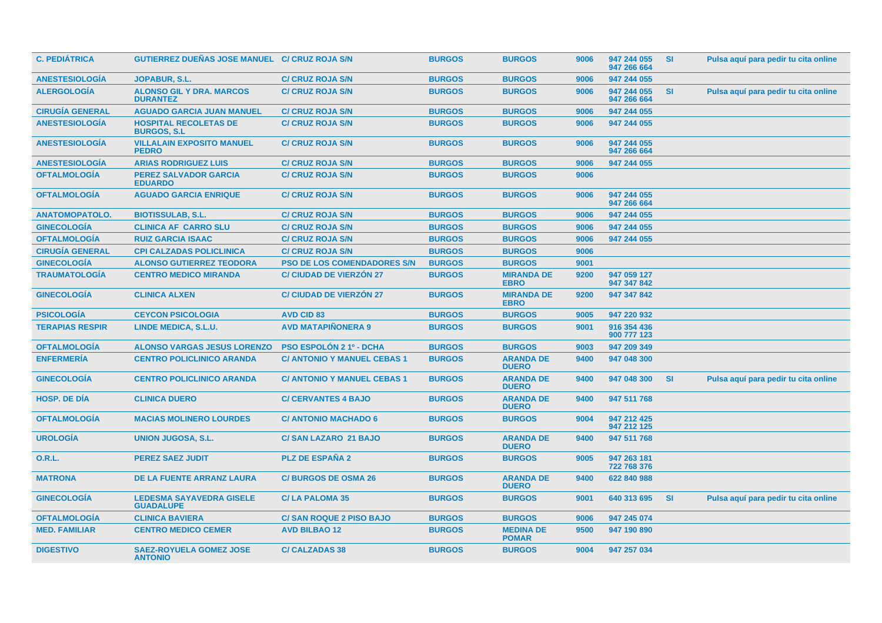| | | | | | | | | |
|---|---|---|---|---|---|---|---|---|
| C. PEDIÁTRICA | GUTIERREZ DUEÑAS JOSE MANUEL | C/ CRUZ ROJA S/N | BURGOS | BURGOS | 9006 | 947 244 055 947 266 664 | SI | Pulsa aquí para pedir tu cita online |
| ANESTESIOLOGÍA | JOPABUR, S.L. | C/ CRUZ ROJA S/N | BURGOS | BURGOS | 9006 | 947 244 055 | | |
| ALERGOLOGÍA | ALONSO GIL Y DRA. MARCOS DURANTEZ | C/ CRUZ ROJA S/N | BURGOS | BURGOS | 9006 | 947 244 055 947 266 664 | SI | Pulsa aquí para pedir tu cita online |
| CIRUGÍA GENERAL | AGUADO GARCIA JUAN MANUEL | C/ CRUZ ROJA S/N | BURGOS | BURGOS | 9006 | 947 244 055 | | |
| ANESTESIOLOGÍA | HOSPITAL RECOLETAS DE BURGOS, S.L | C/ CRUZ ROJA S/N | BURGOS | BURGOS | 9006 | 947 244 055 | | |
| ANESTESIOLOGÍA | VILLALAIN EXPOSITO MANUEL PEDRO | C/ CRUZ ROJA S/N | BURGOS | BURGOS | 9006 | 947 244 055 947 266 664 | | |
| ANESTESIOLOGÍA | ARIAS RODRIGUEZ LUIS | C/ CRUZ ROJA S/N | BURGOS | BURGOS | 9006 | 947 244 055 | | |
| OFTALMOLOGÍA | PEREZ SALVADOR GARCIA EDUARDO | C/ CRUZ ROJA S/N | BURGOS | BURGOS | 9006 | | | |
| OFTALMOLOGÍA | AGUADO GARCIA ENRIQUE | C/ CRUZ ROJA S/N | BURGOS | BURGOS | 9006 | 947 244 055 947 266 664 | | |
| ANATOMOPATOLO. | BIOTISSULAB, S.L. | C/ CRUZ ROJA S/N | BURGOS | BURGOS | 9006 | 947 244 055 | | |
| GINECOLOGÍA | CLINICA AF CARRO SLU | C/ CRUZ ROJA S/N | BURGOS | BURGOS | 9006 | 947 244 055 | | |
| OFTALMOLOGÍA | RUIZ GARCIA ISAAC | C/ CRUZ ROJA S/N | BURGOS | BURGOS | 9006 | 947 244 055 | | |
| CIRUGÍA GENERAL | CPI CALZADAS POLICLINICA | C/ CRUZ ROJA S/N | BURGOS | BURGOS | 9006 | | | |
| GINECOLOGÍA | ALONSO GUTIERREZ TEODORA | PSO DE LOS COMENDADORES S/N | BURGOS | BURGOS | 9001 | | | |
| TRAUMATOLOGÍA | CENTRO MEDICO MIRANDA | C/ CIUDAD DE VIERZÓN 27 | BURGOS | MIRANDA DE EBRO | 9200 | 947 059 127 947 347 842 | | |
| GINECOLOGÍA | CLINICA ALXEN | C/ CIUDAD DE VIERZÓN 27 | BURGOS | MIRANDA DE EBRO | 9200 | 947 347 842 | | |
| PSICOLOGÍA | CEYCON PSICOLOGIA | AVD CID 83 | BURGOS | BURGOS | 9005 | 947 220 932 | | |
| TERAPIAS RESPIR | LINDE MEDICA, S.L.U. | AVD MATAPIÑONERA 9 | BURGOS | BURGOS | 9001 | 916 354 436 900 777 123 | | |
| OFTALMOLOGÍA | ALONSO VARGAS JESUS LORENZO | PSO ESPOLÓN 2 1º - DCHA | BURGOS | BURGOS | 9003 | 947 209 349 | | |
| ENFERMERÍA | CENTRO POLICLINICO ARANDA | C/ ANTONIO Y MANUEL CEBAS 1 | BURGOS | ARANDA DE DUERO | 9400 | 947 048 300 | | |
| GINECOLOGÍA | CENTRO POLICLINICO ARANDA | C/ ANTONIO Y MANUEL CEBAS 1 | BURGOS | ARANDA DE DUERO | 9400 | 947 048 300 | SI | Pulsa aquí para pedir tu cita online |
| HOSP. DE DÍA | CLINICA DUERO | C/ CERVANTES 4 BAJO | BURGOS | ARANDA DE DUERO | 9400 | 947 511 768 | | |
| OFTALMOLOGÍA | MACIAS MOLINERO LOURDES | C/ ANTONIO MACHADO 6 | BURGOS | BURGOS | 9004 | 947 212 425 947 212 125 | | |
| UROLOGÍA | UNION JUGOSA, S.L. | C/ SAN LAZARO 21 BAJO | BURGOS | ARANDA DE DUERO | 9400 | 947 511 768 | | |
| O.R.L. | PEREZ SAEZ JUDIT | PLZ DE ESPAÑA 2 | BURGOS | BURGOS | 9005 | 947 263 181 722 768 376 | | |
| MATRONA | DE LA FUENTE ARRANZ LAURA | C/ BURGOS DE OSMA 26 | BURGOS | ARANDA DE DUERO | 9400 | 622 840 988 | | |
| GINECOLOGÍA | LEDESMA SAYAVEDRA GISELE GUADALUPE | C/ LA PALOMA 35 | BURGOS | BURGOS | 9001 | 640 313 695 | SI | Pulsa aquí para pedir tu cita online |
| OFTALMOLOGÍA | CLINICA BAVIERA | C/ SAN ROQUE 2 PISO BAJO | BURGOS | BURGOS | 9006 | 947 245 074 | | |
| MED. FAMILIAR | CENTRO MEDICO CEMER | AVD BILBAO 12 | BURGOS | MEDINA DE POMAR | 9500 | 947 190 890 | | |
| DIGESTIVO | SAEZ-ROYUELA GOMEZ JOSE ANTONIO | C/ CALZADAS 38 | BURGOS | BURGOS | 9004 | 947 257 034 | | |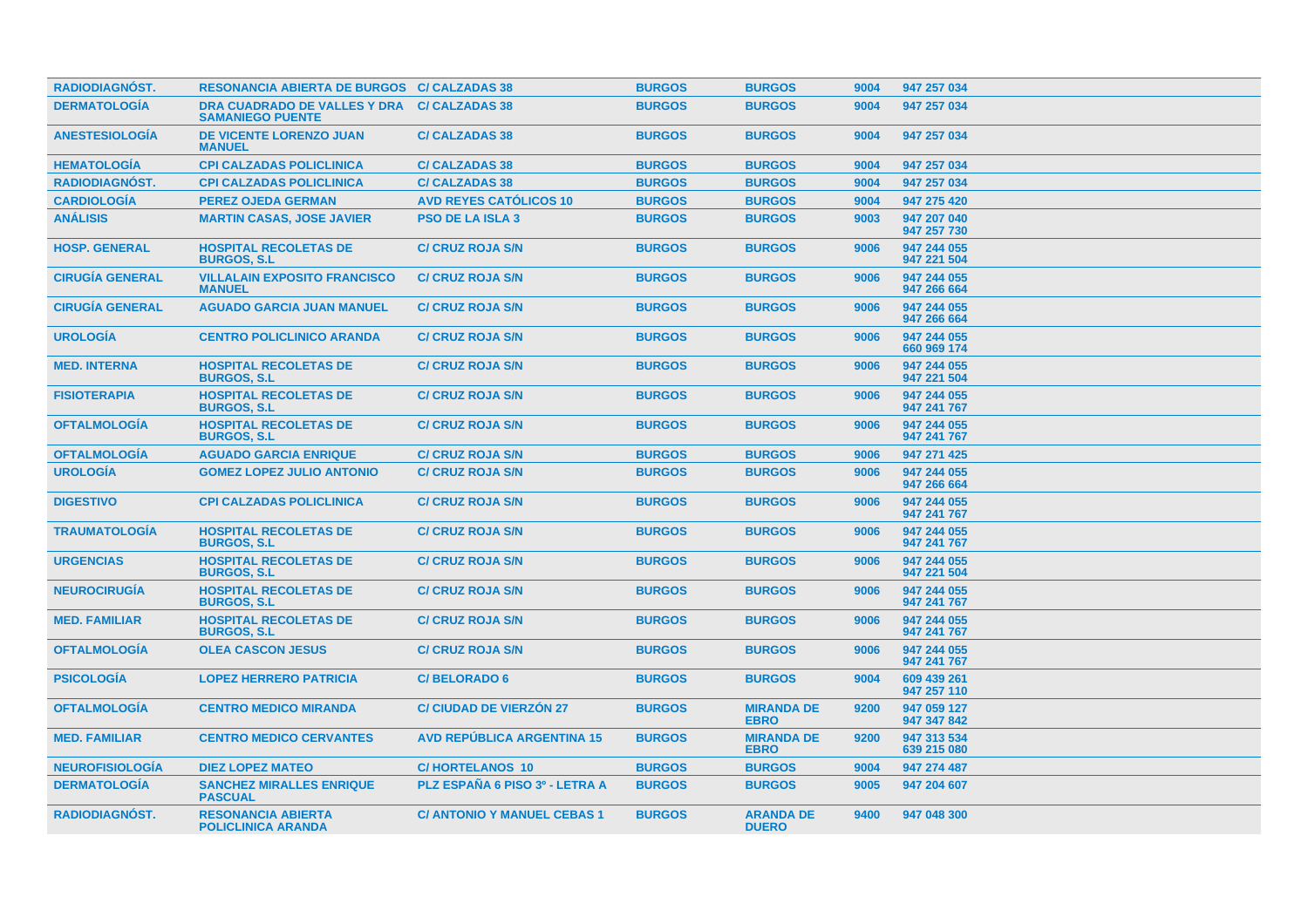| | | | | | | |
|---|---|---|---|---|---|---|
| RADIODIAGNÓST. | RESONANCIA ABIERTA DE BURGOS | C/ CALZADAS 38 | BURGOS | BURGOS | 9004 | 947 257 034 |
| DERMATOLOGÍA | DRA CUADRADO DE VALLES Y DRA SAMANIEGO PUENTE | C/ CALZADAS 38 | BURGOS | BURGOS | 9004 | 947 257 034 |
| ANESTESIOLOGÍA | DE VICENTE LORENZO JUAN MANUEL | C/ CALZADAS 38 | BURGOS | BURGOS | 9004 | 947 257 034 |
| HEMATOLOGÍA | CPI CALZADAS POLICLINICA | C/ CALZADAS 38 | BURGOS | BURGOS | 9004 | 947 257 034 |
| RADIODIAGNÓST. | CPI CALZADAS POLICLINICA | C/ CALZADAS 38 | BURGOS | BURGOS | 9004 | 947 257 034 |
| CARDIOLOGÍA | PEREZ OJEDA GERMAN | AVD REYES CATÓLICOS 10 | BURGOS | BURGOS | 9004 | 947 275 420 |
| ANÁLISIS | MARTIN CASAS, JOSE JAVIER | PSO DE LA ISLA 3 | BURGOS | BURGOS | 9003 | 947 207 040<br>947 257 730 |
| HOSP. GENERAL | HOSPITAL RECOLETAS DE BURGOS, S.L | C/ CRUZ ROJA S/N | BURGOS | BURGOS | 9006 | 947 244 055<br>947 221 504 |
| CIRUGÍA GENERAL | VILLALAIN EXPOSITO FRANCISCO MANUEL | C/ CRUZ ROJA S/N | BURGOS | BURGOS | 9006 | 947 244 055<br>947 266 664 |
| CIRUGÍA GENERAL | AGUADO GARCIA JUAN MANUEL | C/ CRUZ ROJA S/N | BURGOS | BURGOS | 9006 | 947 244 055<br>947 266 664 |
| UROLOGÍA | CENTRO POLICLINICO ARANDA | C/ CRUZ ROJA S/N | BURGOS | BURGOS | 9006 | 947 244 055<br>660 969 174 |
| MED. INTERNA | HOSPITAL RECOLETAS DE BURGOS, S.L | C/ CRUZ ROJA S/N | BURGOS | BURGOS | 9006 | 947 244 055<br>947 221 504 |
| FISIOTERAPIA | HOSPITAL RECOLETAS DE BURGOS, S.L | C/ CRUZ ROJA S/N | BURGOS | BURGOS | 9006 | 947 244 055<br>947 241 767 |
| OFTALMOLOGÍA | HOSPITAL RECOLETAS DE BURGOS, S.L | C/ CRUZ ROJA S/N | BURGOS | BURGOS | 9006 | 947 244 055<br>947 241 767 |
| OFTALMOLOGÍA | AGUADO GARCIA ENRIQUE | C/ CRUZ ROJA S/N | BURGOS | BURGOS | 9006 | 947 271 425 |
| UROLOGÍA | GOMEZ LOPEZ JULIO ANTONIO | C/ CRUZ ROJA S/N | BURGOS | BURGOS | 9006 | 947 244 055<br>947 266 664 |
| DIGESTIVO | CPI CALZADAS POLICLINICA | C/ CRUZ ROJA S/N | BURGOS | BURGOS | 9006 | 947 244 055<br>947 241 767 |
| TRAUMATOLOGÍA | HOSPITAL RECOLETAS DE BURGOS, S.L | C/ CRUZ ROJA S/N | BURGOS | BURGOS | 9006 | 947 244 055<br>947 241 767 |
| URGENCIAS | HOSPITAL RECOLETAS DE BURGOS, S.L | C/ CRUZ ROJA S/N | BURGOS | BURGOS | 9006 | 947 244 055<br>947 221 504 |
| NEUROCIRUGÍA | HOSPITAL RECOLETAS DE BURGOS, S.L | C/ CRUZ ROJA S/N | BURGOS | BURGOS | 9006 | 947 244 055<br>947 241 767 |
| MED. FAMILIAR | HOSPITAL RECOLETAS DE BURGOS, S.L | C/ CRUZ ROJA S/N | BURGOS | BURGOS | 9006 | 947 244 055<br>947 241 767 |
| OFTALMOLOGÍA | OLEA CASCON JESUS | C/ CRUZ ROJA S/N | BURGOS | BURGOS | 9006 | 947 244 055<br>947 241 767 |
| PSICOLOGÍA | LOPEZ HERRERO PATRICIA | C/ BELORADO 6 | BURGOS | BURGOS | 9004 | 609 439 261<br>947 257 110 |
| OFTALMOLOGÍA | CENTRO MEDICO MIRANDA | C/ CIUDAD DE VIERZÓN 27 | BURGOS | MIRANDA DE EBRO | 9200 | 947 059 127<br>947 347 842 |
| MED. FAMILIAR | CENTRO MEDICO CERVANTES | AVD REPÚBLICA ARGENTINA 15 | BURGOS | MIRANDA DE EBRO | 9200 | 947 313 534<br>639 215 080 |
| NEUROFISIOLOGÍA | DIEZ LOPEZ MATEO | C/ HORTELANOS 10 | BURGOS | BURGOS | 9004 | 947 274 487 |
| DERMATOLOGÍA | SANCHEZ MIRALLES ENRIQUE PASCUAL | PLZ ESPAÑA 6 PISO 3º - LETRA A | BURGOS | BURGOS | 9005 | 947 204 607 |
| RADIODIAGNÓST. | RESONANCIA ABIERTA POLICLINICA ARANDA | C/ ANTONIO Y MANUEL CEBAS 1 | BURGOS | ARANDA DE DUERO | 9400 | 947 048 300 |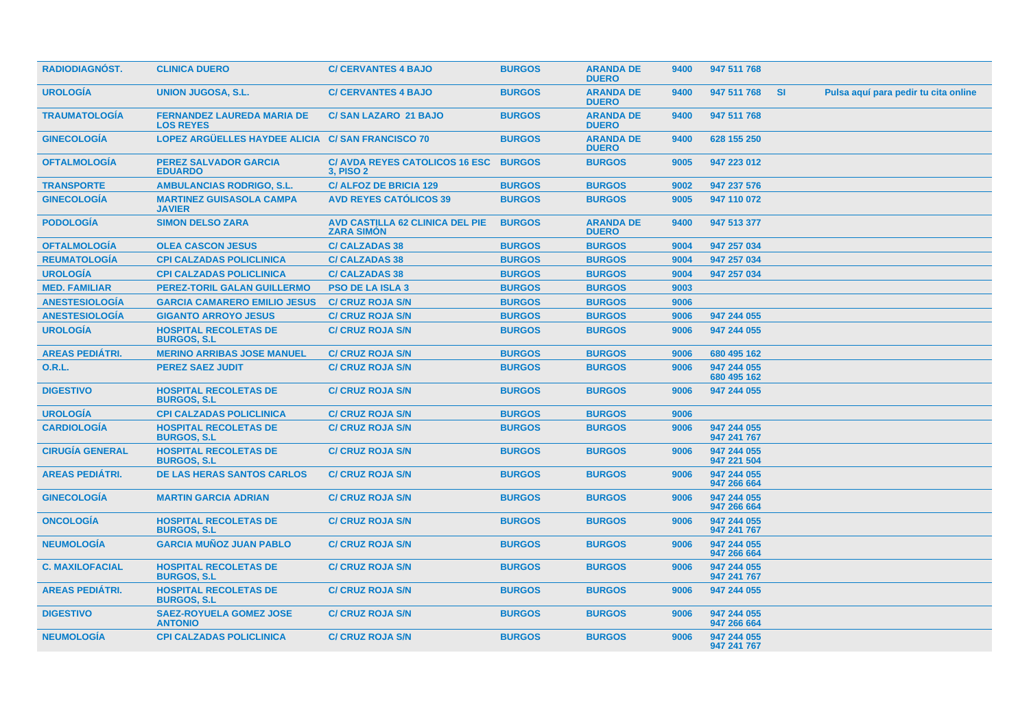| | | | | | | | | |
|---|---|---|---|---|---|---|---|---|
| RADIODIAGNÓST. | CLINICA DUERO | C/ CERVANTES 4 BAJO | BURGOS | ARANDA DE DUERO | 9400 | 947 511 768 | | |
| UROLOGÍA | UNION JUGOSA, S.L. | C/ CERVANTES 4 BAJO | BURGOS | ARANDA DE DUERO | 9400 | 947 511 768 | SI | Pulsa aquí para pedir tu cita online |
| TRAUMATOLOGÍA | FERNANDEZ LAUREDA MARIA DE LOS REYES | C/ SAN LAZARO 21 BAJO | BURGOS | ARANDA DE DUERO | 9400 | 947 511 768 | | |
| GINECOLOGÍA | LOPEZ ARGÜELLES HAYDEE ALICIA | C/ SAN FRANCISCO 70 | BURGOS | ARANDA DE DUERO | 9400 | 628 155 250 | | |
| OFTALMOLOGÍA | PEREZ SALVADOR GARCIA EDUARDO | C/ AVDA REYES CATOLICOS 16 ESC 3, PISO 2 | BURGOS | BURGOS | 9005 | 947 223 012 | | |
| TRANSPORTE | AMBULANCIAS RODRIGO, S.L. | C/ ALFOZ DE BRICIA 129 | BURGOS | BURGOS | 9002 | 947 237 576 | | |
| GINECOLOGÍA | MARTINEZ GUISASOLA CAMPA JAVIER | AVD REYES CATÓLICOS 39 | BURGOS | BURGOS | 9005 | 947 110 072 | | |
| PODOLOGÍA | SIMON DELSO ZARA | AVD CASTILLA 62 CLINICA DEL PIE ZARA SIMÓN | BURGOS | ARANDA DE DUERO | 9400 | 947 513 377 | | |
| OFTALMOLOGÍA | OLEA CASCON JESUS | C/ CALZADAS 38 | BURGOS | BURGOS | 9004 | 947 257 034 | | |
| REUMATOLOGÍA | CPI CALZADAS POLICLINICA | C/ CALZADAS 38 | BURGOS | BURGOS | 9004 | 947 257 034 | | |
| UROLOGÍA | CPI CALZADAS POLICLINICA | C/ CALZADAS 38 | BURGOS | BURGOS | 9004 | 947 257 034 | | |
| MED. FAMILIAR | PEREZ-TORIL GALAN GUILLERMO | PSO DE LA ISLA 3 | BURGOS | BURGOS | 9003 | | | |
| ANESTESIOLOGÍA | GARCIA CAMARERO EMILIO JESUS | C/ CRUZ ROJA S/N | BURGOS | BURGOS | 9006 | | | |
| ANESTESIOLOGÍA | GIGANTO ARROYO JESUS | C/ CRUZ ROJA S/N | BURGOS | BURGOS | 9006 | 947 244 055 | | |
| UROLOGÍA | HOSPITAL RECOLETAS DE BURGOS, S.L | C/ CRUZ ROJA S/N | BURGOS | BURGOS | 9006 | 947 244 055 | | |
| AREAS PEDIÁTRI. | MERINO ARRIBAS JOSE MANUEL | C/ CRUZ ROJA S/N | BURGOS | BURGOS | 9006 | 680 495 162 | | |
| O.R.L. | PEREZ SAEZ JUDIT | C/ CRUZ ROJA S/N | BURGOS | BURGOS | 9006 | 947 244 055 680 495 162 | | |
| DIGESTIVO | HOSPITAL RECOLETAS DE BURGOS, S.L | C/ CRUZ ROJA S/N | BURGOS | BURGOS | 9006 | 947 244 055 | | |
| UROLOGÍA | CPI CALZADAS POLICLINICA | C/ CRUZ ROJA S/N | BURGOS | BURGOS | 9006 | | | |
| CARDIOLOGÍA | HOSPITAL RECOLETAS DE BURGOS, S.L | C/ CRUZ ROJA S/N | BURGOS | BURGOS | 9006 | 947 244 055 947 241 767 | | |
| CIRUGÍA GENERAL | HOSPITAL RECOLETAS DE BURGOS, S.L | C/ CRUZ ROJA S/N | BURGOS | BURGOS | 9006 | 947 244 055 947 221 504 | | |
| AREAS PEDIÁTRI. | DE LAS HERAS SANTOS CARLOS | C/ CRUZ ROJA S/N | BURGOS | BURGOS | 9006 | 947 244 055 947 266 664 | | |
| GINECOLOGÍA | MARTIN GARCIA ADRIAN | C/ CRUZ ROJA S/N | BURGOS | BURGOS | 9006 | 947 244 055 947 266 664 | | |
| ONCOLOGÍA | HOSPITAL RECOLETAS DE BURGOS, S.L | C/ CRUZ ROJA S/N | BURGOS | BURGOS | 9006 | 947 244 055 947 241 767 | | |
| NEUMOLOGÍA | GARCIA MUÑOZ JUAN PABLO | C/ CRUZ ROJA S/N | BURGOS | BURGOS | 9006 | 947 244 055 947 266 664 | | |
| C. MAXILOFACIAL | HOSPITAL RECOLETAS DE BURGOS, S.L | C/ CRUZ ROJA S/N | BURGOS | BURGOS | 9006 | 947 244 055 947 241 767 | | |
| AREAS PEDIÁTRI. | HOSPITAL RECOLETAS DE BURGOS, S.L | C/ CRUZ ROJA S/N | BURGOS | BURGOS | 9006 | 947 244 055 | | |
| DIGESTIVO | SAEZ-ROYUELA GOMEZ JOSE ANTONIO | C/ CRUZ ROJA S/N | BURGOS | BURGOS | 9006 | 947 244 055 947 266 664 | | |
| NEUMOLOGÍA | CPI CALZADAS POLICLINICA | C/ CRUZ ROJA S/N | BURGOS | BURGOS | 9006 | 947 244 055 947 241 767 | | |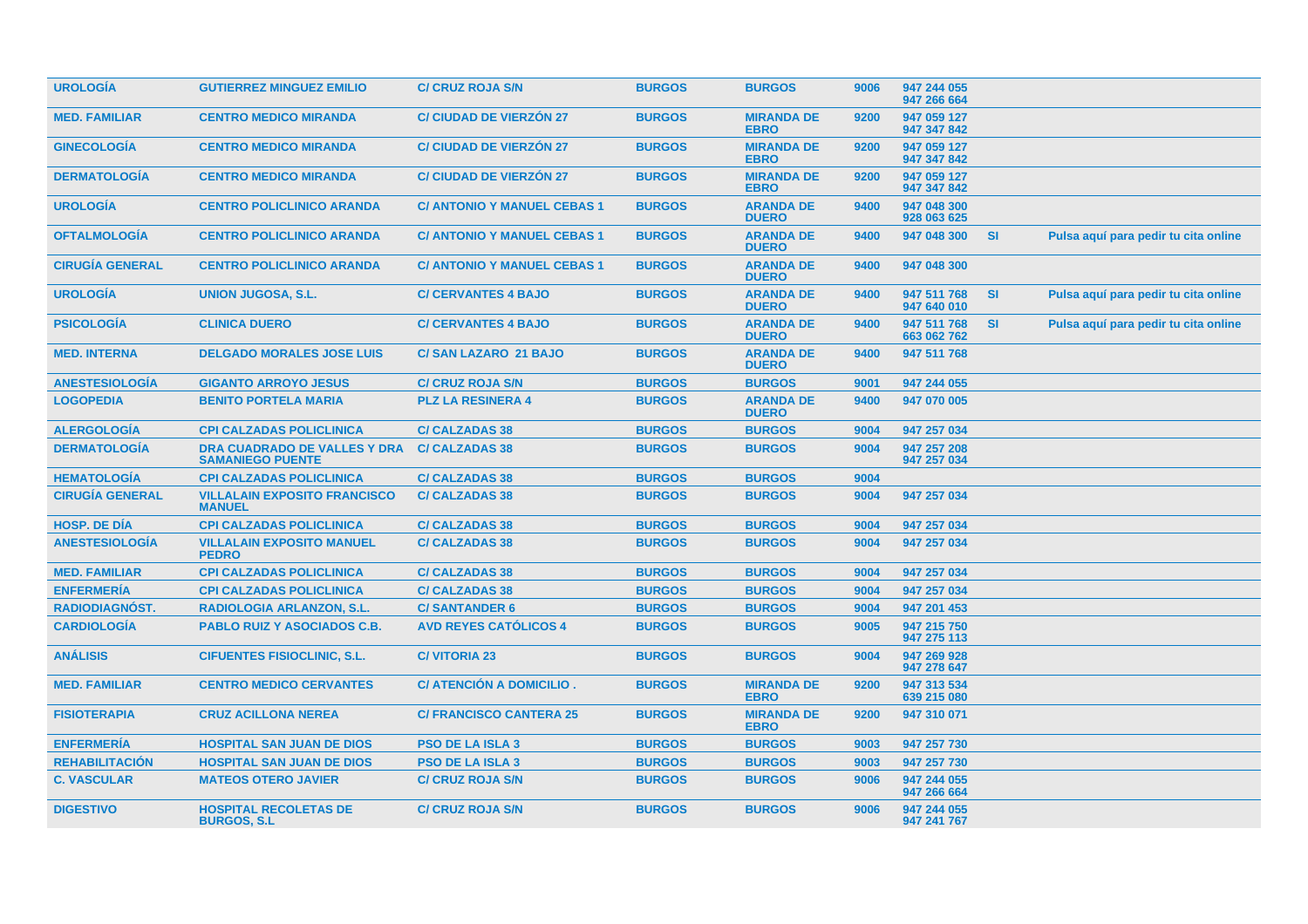| | | | | | | | | |
|---|---|---|---|---|---|---|---|---|
| UROLOGÍA | GUTIERREZ MINGUEZ EMILIO | C/ CRUZ ROJA S/N | BURGOS | BURGOS | 9006 | 947 244 055<br>947 266 664 | | |
| MED. FAMILIAR | CENTRO MEDICO MIRANDA | C/ CIUDAD DE VIERZÓN 27 | BURGOS | MIRANDA DE EBRO | 9200 | 947 059 127<br>947 347 842 | | |
| GINECOLOGÍA | CENTRO MEDICO MIRANDA | C/ CIUDAD DE VIERZÓN 27 | BURGOS | MIRANDA DE EBRO | 9200 | 947 059 127<br>947 347 842 | | |
| DERMATOLOGÍA | CENTRO MEDICO MIRANDA | C/ CIUDAD DE VIERZÓN 27 | BURGOS | MIRANDA DE EBRO | 9200 | 947 059 127<br>947 347 842 | | |
| UROLOGÍA | CENTRO POLICLINICO ARANDA | C/ ANTONIO Y MANUEL CEBAS 1 | BURGOS | ARANDA DE DUERO | 9400 | 947 048 300<br>928 063 625 | | |
| OFTALMOLOGÍA | CENTRO POLICLINICO ARANDA | C/ ANTONIO Y MANUEL CEBAS 1 | BURGOS | ARANDA DE DUERO | 9400 | 947 048 300 | SI | Pulsa aquí para pedir tu cita online |
| CIRUGÍA GENERAL | CENTRO POLICLINICO ARANDA | C/ ANTONIO Y MANUEL CEBAS 1 | BURGOS | ARANDA DE DUERO | 9400 | 947 048 300 | | |
| UROLOGÍA | UNION JUGOSA, S.L. | C/ CERVANTES 4 BAJO | BURGOS | ARANDA DE DUERO | 9400 | 947 511 768<br>947 640 010 | SI | Pulsa aquí para pedir tu cita online |
| PSICOLOGÍA | CLINICA DUERO | C/ CERVANTES 4 BAJO | BURGOS | ARANDA DE DUERO | 9400 | 947 511 768<br>663 062 762 | SI | Pulsa aquí para pedir tu cita online |
| MED. INTERNA | DELGADO MORALES JOSE LUIS | C/ SAN LAZARO 21 BAJO | BURGOS | ARANDA DE DUERO | 9400 | 947 511 768 | | |
| ANESTESIOLOGÍA | GIGANTO ARROYO JESUS | C/ CRUZ ROJA S/N | BURGOS | BURGOS | 9001 | 947 244 055 | | |
| LOGOPEDIA | BENITO PORTELA MARIA | PLZ LA RESINERA 4 | BURGOS | ARANDA DE DUERO | 9400 | 947 070 005 | | |
| ALERGOLOGÍA | CPI CALZADAS POLICLINICA | C/ CALZADAS 38 | BURGOS | BURGOS | 9004 | 947 257 034 | | |
| DERMATOLOGÍA | DRA CUADRADO DE VALLES Y DRA SAMANIEGO PUENTE | C/ CALZADAS 38 | BURGOS | BURGOS | 9004 | 947 257 208<br>947 257 034 | | |
| HEMATOLOGÍA | CPI CALZADAS POLICLINICA | C/ CALZADAS 38 | BURGOS | BURGOS | 9004 | | | |
| CIRUGÍA GENERAL | VILLALAIN EXPOSITO FRANCISCO MANUEL | C/ CALZADAS 38 | BURGOS | BURGOS | 9004 | 947 257 034 | | |
| HOSP. DE DÍA | CPI CALZADAS POLICLINICA | C/ CALZADAS 38 | BURGOS | BURGOS | 9004 | 947 257 034 | | |
| ANESTESIOLOGÍA | VILLALAIN EXPOSITO MANUEL PEDRO | C/ CALZADAS 38 | BURGOS | BURGOS | 9004 | 947 257 034 | | |
| MED. FAMILIAR | CPI CALZADAS POLICLINICA | C/ CALZADAS 38 | BURGOS | BURGOS | 9004 | 947 257 034 | | |
| ENFERMERÍA | CPI CALZADAS POLICLINICA | C/ CALZADAS 38 | BURGOS | BURGOS | 9004 | 947 257 034 | | |
| RADIODIAGNÓST. | RADIOLOGIA ARLANZON, S.L. | C/ SANTANDER 6 | BURGOS | BURGOS | 9004 | 947 201 453 | | |
| CARDIOLOGÍA | PABLO RUIZ Y ASOCIADOS C.B. | AVD REYES CATÓLICOS 4 | BURGOS | BURGOS | 9005 | 947 215 750<br>947 275 113 | | |
| ANÁLISIS | CIFUENTES FISIOCLINIC, S.L. | C/ VITORIA 23 | BURGOS | BURGOS | 9004 | 947 269 928<br>947 278 647 | | |
| MED. FAMILIAR | CENTRO MEDICO CERVANTES | C/ ATENCIÓN A DOMICILIO . | BURGOS | MIRANDA DE EBRO | 9200 | 947 313 534<br>639 215 080 | | |
| FISIOTERAPIA | CRUZ ACILLONA NEREA | C/ FRANCISCO CANTERA 25 | BURGOS | MIRANDA DE EBRO | 9200 | 947 310 071 | | |
| ENFERMERÍA | HOSPITAL SAN JUAN DE DIOS | PSO DE LA ISLA 3 | BURGOS | BURGOS | 9003 | 947 257 730 | | |
| REHABILITACIÓN | HOSPITAL SAN JUAN DE DIOS | PSO DE LA ISLA 3 | BURGOS | BURGOS | 9003 | 947 257 730 | | |
| C. VASCULAR | MATEOS OTERO JAVIER | C/ CRUZ ROJA S/N | BURGOS | BURGOS | 9006 | 947 244 055<br>947 266 664 | | |
| DIGESTIVO | HOSPITAL RECOLETAS DE BURGOS, S.L | C/ CRUZ ROJA S/N | BURGOS | BURGOS | 9006 | 947 244 055<br>947 241 767 | | |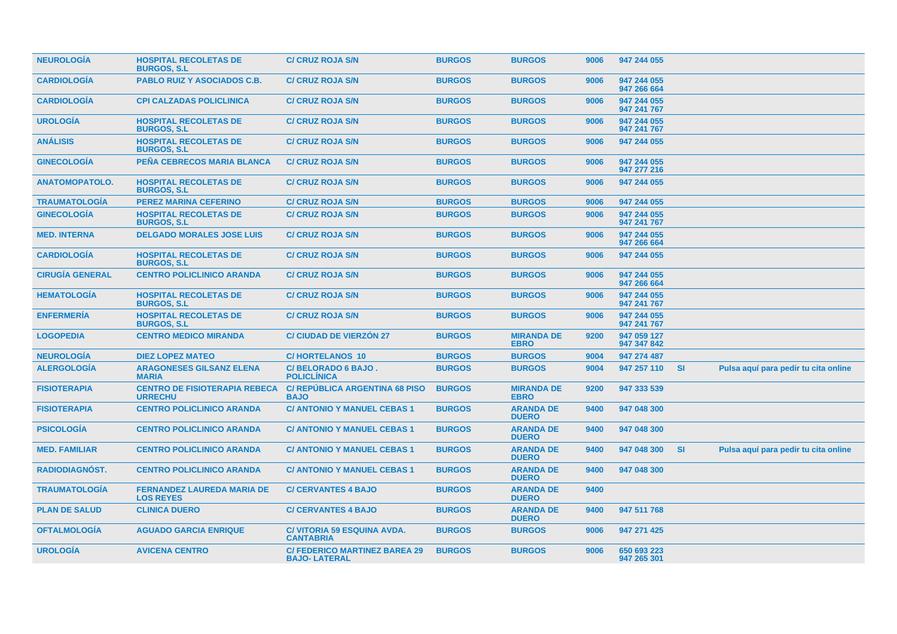| | | | | | | | | |
|---|---|---|---|---|---|---|---|---|
| **NEUROLOGÍA** | **HOSPITAL RECOLETAS DE BURGOS, S.L** | **C/ CRUZ ROJA S/N** | **BURGOS** | **BURGOS** | **9006** | **947 244 055** | | |
| **CARDIOLOGÍA** | **PABLO RUIZ Y ASOCIADOS C.B.** | **C/ CRUZ ROJA S/N** | **BURGOS** | **BURGOS** | **9006** | **947 244 055 947 266 664** | | |
| **CARDIOLOGÍA** | **CPI CALZADAS POLICLINICA** | **C/ CRUZ ROJA S/N** | **BURGOS** | **BURGOS** | **9006** | **947 244 055 947 241 767** | | |
| **UROLOGÍA** | **HOSPITAL RECOLETAS DE BURGOS, S.L** | **C/ CRUZ ROJA S/N** | **BURGOS** | **BURGOS** | **9006** | **947 244 055 947 241 767** | | |
| **ANÁLISIS** | **HOSPITAL RECOLETAS DE BURGOS, S.L** | **C/ CRUZ ROJA S/N** | **BURGOS** | **BURGOS** | **9006** | **947 244 055** | | |
| **GINECOLOGÍA** | **PEÑA CEBRECOS MARIA BLANCA** | **C/ CRUZ ROJA S/N** | **BURGOS** | **BURGOS** | **9006** | **947 244 055 947 277 216** | | |
| **ANATOMOPATOLO.** | **HOSPITAL RECOLETAS DE BURGOS, S.L** | **C/ CRUZ ROJA S/N** | **BURGOS** | **BURGOS** | **9006** | **947 244 055** | | |
| **TRAUMATOLOGÍA** | **PEREZ MARINA CEFERINO** | **C/ CRUZ ROJA S/N** | **BURGOS** | **BURGOS** | **9006** | **947 244 055** | | |
| **GINECOLOGÍA** | **HOSPITAL RECOLETAS DE BURGOS, S.L** | **C/ CRUZ ROJA S/N** | **BURGOS** | **BURGOS** | **9006** | **947 244 055 947 241 767** | | |
| **MED. INTERNA** | **DELGADO MORALES JOSE LUIS** | **C/ CRUZ ROJA S/N** | **BURGOS** | **BURGOS** | **9006** | **947 244 055 947 266 664** | | |
| **CARDIOLOGÍA** | **HOSPITAL RECOLETAS DE BURGOS, S.L** | **C/ CRUZ ROJA S/N** | **BURGOS** | **BURGOS** | **9006** | **947 244 055** | | |
| **CIRUGÍA GENERAL** | **CENTRO POLICLINICO ARANDA** | **C/ CRUZ ROJA S/N** | **BURGOS** | **BURGOS** | **9006** | **947 244 055 947 266 664** | | |
| **HEMATOLOGÍA** | **HOSPITAL RECOLETAS DE BURGOS, S.L** | **C/ CRUZ ROJA S/N** | **BURGOS** | **BURGOS** | **9006** | **947 244 055 947 241 767** | | |
| **ENFERMERÍA** | **HOSPITAL RECOLETAS DE BURGOS, S.L** | **C/ CRUZ ROJA S/N** | **BURGOS** | **BURGOS** | **9006** | **947 244 055 947 241 767** | | |
| **LOGOPEDIA** | **CENTRO MEDICO MIRANDA** | **C/ CIUDAD DE VIERZÓN 27** | **BURGOS** | **MIRANDA DE EBRO** | **9200** | **947 059 127 947 347 842** | | |
| **NEUROLOGÍA** | **DIEZ LOPEZ MATEO** | **C/ HORTELANOS 10** | **BURGOS** | **BURGOS** | **9004** | **947 274 487** | | |
| **ALERGOLOGÍA** | **ARAGONESES GILSANZ ELENA MARIA** | **C/ BELORADO 6 BAJO . POLICLÍNICA** | **BURGOS** | **BURGOS** | **9004** | **947 257 110** | **SI** | **Pulsa aquí para pedir tu cita online** |
| **FISIOTERAPIA** | **CENTRO DE FISIOTERAPIA REBECA URRECHU** | **C/ REPÚBLICA ARGENTINA 68 PISO BAJO** | **BURGOS** | **MIRANDA DE EBRO** | **9200** | **947 333 539** | | |
| **FISIOTERAPIA** | **CENTRO POLICLINICO ARANDA** | **C/ ANTONIO Y MANUEL CEBAS 1** | **BURGOS** | **ARANDA DE DUERO** | **9400** | **947 048 300** | | |
| **PSICOLOGÍA** | **CENTRO POLICLINICO ARANDA** | **C/ ANTONIO Y MANUEL CEBAS 1** | **BURGOS** | **ARANDA DE DUERO** | **9400** | **947 048 300** | | |
| **MED. FAMILIAR** | **CENTRO POLICLINICO ARANDA** | **C/ ANTONIO Y MANUEL CEBAS 1** | **BURGOS** | **ARANDA DE DUERO** | **9400** | **947 048 300** | **SI** | **Pulsa aquí para pedir tu cita online** |
| **RADIODIAGNÓST.** | **CENTRO POLICLINICO ARANDA** | **C/ ANTONIO Y MANUEL CEBAS 1** | **BURGOS** | **ARANDA DE DUERO** | **9400** | **947 048 300** | | |
| **TRAUMATOLOGÍA** | **FERNANDEZ LAUREDA MARIA DE LOS REYES** | **C/ CERVANTES 4 BAJO** | **BURGOS** | **ARANDA DE DUERO** | **9400** | | | |
| **PLAN DE SALUD** | **CLINICA DUERO** | **C/ CERVANTES 4 BAJO** | **BURGOS** | **ARANDA DE DUERO** | **9400** | **947 511 768** | | |
| **OFTALMOLOGÍA** | **AGUADO GARCIA ENRIQUE** | **C/ VITORIA 59 ESQUINA AVDA. CANTABRIA** | **BURGOS** | **BURGOS** | **9006** | **947 271 425** | | |
| **UROLOGÍA** | **AVICENA CENTRO** | **C/ FEDERICO MARTINEZ BAREA 29 BAJO- LATERAL** | **BURGOS** | **BURGOS** | **9006** | **650 693 223 947 265 301** | | |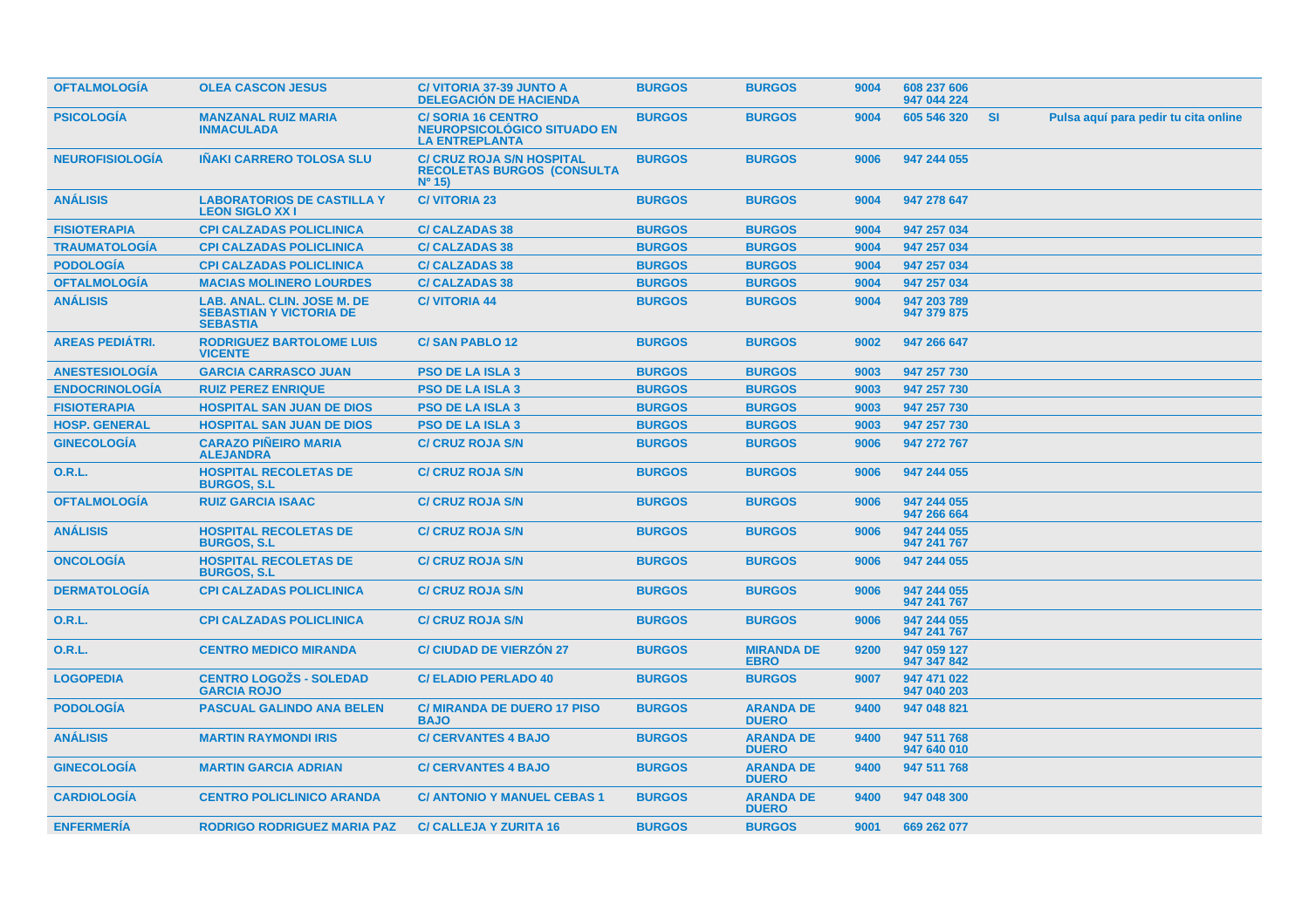| | | | | | | | | |
|---|---|---|---|---|---|---|---|---|
| OFTALMOLOGÍA | OLEA CASCON JESUS | C/ VITORIA 37-39 JUNTO A DELEGACIÓN DE HACIENDA | BURGOS | BURGOS | 9004 | 608 237 606 947 044 224 | | |
| PSICOLOGÍA | MANZANAL RUIZ MARIA INMACULADA | C/ SORIA 16 CENTRO NEUROPSICOLÓGICO SITUADO EN LA ENTREPLANTA | BURGOS | BURGOS | 9004 | 605 546 320 | SI | Pulsa aquí para pedir tu cita online |
| NEUROFISIOLOGÍA | IÑAKI CARRERO TOLOSA SLU | C/ CRUZ ROJA S/N HOSPITAL RECOLETAS BURGOS (CONSULTA Nº 15) | BURGOS | BURGOS | 9006 | 947 244 055 | | |
| ANÁLISIS | LABORATORIOS DE CASTILLA Y LEON SIGLO XX I | C/ VITORIA 23 | BURGOS | BURGOS | 9004 | 947 278 647 | | |
| FISIOTERAPIA | CPI CALZADAS POLICLINICA | C/ CALZADAS 38 | BURGOS | BURGOS | 9004 | 947 257 034 | | |
| TRAUMATOLOGÍA | CPI CALZADAS POLICLINICA | C/ CALZADAS 38 | BURGOS | BURGOS | 9004 | 947 257 034 | | |
| PODOLOGÍA | CPI CALZADAS POLICLINICA | C/ CALZADAS 38 | BURGOS | BURGOS | 9004 | 947 257 034 | | |
| OFTALMOLOGÍA | MACIAS MOLINERO LOURDES | C/ CALZADAS 38 | BURGOS | BURGOS | 9004 | 947 257 034 | | |
| ANÁLISIS | LAB. ANAL. CLIN. JOSE M. DE SEBASTIAN Y VICTORIA DE SEBASTIA | C/ VITORIA 44 | BURGOS | BURGOS | 9004 | 947 203 789 947 379 875 | | |
| AREAS PEDIÁTRI. | RODRIGUEZ BARTOLOME LUIS VICENTE | C/ SAN PABLO 12 | BURGOS | BURGOS | 9002 | 947 266 647 | | |
| ANESTESIOLOGÍA | GARCIA CARRASCO JUAN | PSO DE LA ISLA 3 | BURGOS | BURGOS | 9003 | 947 257 730 | | |
| ENDOCRINOLOGÍA | RUIZ PEREZ ENRIQUE | PSO DE LA ISLA 3 | BURGOS | BURGOS | 9003 | 947 257 730 | | |
| FISIOTERAPIA | HOSPITAL SAN JUAN DE DIOS | PSO DE LA ISLA 3 | BURGOS | BURGOS | 9003 | 947 257 730 | | |
| HOSP. GENERAL | HOSPITAL SAN JUAN DE DIOS | PSO DE LA ISLA 3 | BURGOS | BURGOS | 9003 | 947 257 730 | | |
| GINECOLOGÍA | CARAZO PIÑEIRO MARIA ALEJANDRA | C/ CRUZ ROJA S/N | BURGOS | BURGOS | 9006 | 947 272 767 | | |
| O.R.L. | HOSPITAL RECOLETAS DE BURGOS, S.L | C/ CRUZ ROJA S/N | BURGOS | BURGOS | 9006 | 947 244 055 | | |
| OFTALMOLOGÍA | RUIZ GARCIA ISAAC | C/ CRUZ ROJA S/N | BURGOS | BURGOS | 9006 | 947 244 055 947 266 664 | | |
| ANÁLISIS | HOSPITAL RECOLETAS DE BURGOS, S.L | C/ CRUZ ROJA S/N | BURGOS | BURGOS | 9006 | 947 244 055 947 241 767 | | |
| ONCOLOGÍA | HOSPITAL RECOLETAS DE BURGOS, S.L | C/ CRUZ ROJA S/N | BURGOS | BURGOS | 9006 | 947 244 055 | | |
| DERMATOLOGÍA | CPI CALZADAS POLICLINICA | C/ CRUZ ROJA S/N | BURGOS | BURGOS | 9006 | 947 244 055 947 241 767 | | |
| O.R.L. | CPI CALZADAS POLICLINICA | C/ CRUZ ROJA S/N | BURGOS | BURGOS | 9006 | 947 244 055 947 241 767 | | |
| O.R.L. | CENTRO MEDICO MIRANDA | C/ CIUDAD DE VIERZÓN 27 | BURGOS | MIRANDA DE EBRO | 9200 | 947 059 127 947 347 842 | | |
| LOGOPEDIA | CENTRO LOGOŽS - SOLEDAD GARCIA ROJO | C/ ELADIO PERLADO 40 | BURGOS | BURGOS | 9007 | 947 471 022 947 040 203 | | |
| PODOLOGÍA | PASCUAL GALINDO ANA BELEN | C/ MIRANDA DE DUERO 17 PISO BAJO | BURGOS | ARANDA DE DUERO | 9400 | 947 048 821 | | |
| ANÁLISIS | MARTIN RAYMONDI IRIS | C/ CERVANTES 4 BAJO | BURGOS | ARANDA DE DUERO | 9400 | 947 511 768 947 640 010 | | |
| GINECOLOGÍA | MARTIN GARCIA ADRIAN | C/ CERVANTES 4 BAJO | BURGOS | ARANDA DE DUERO | 9400 | 947 511 768 | | |
| CARDIOLOGÍA | CENTRO POLICLINICO ARANDA | C/ ANTONIO Y MANUEL CEBAS 1 | BURGOS | ARANDA DE DUERO | 9400 | 947 048 300 | | |
| ENFERMERÍA | RODRIGO RODRIGUEZ MARIA PAZ | C/ CALLEJA Y ZURITA 16 | BURGOS | BURGOS | 9001 | 669 262 077 | | |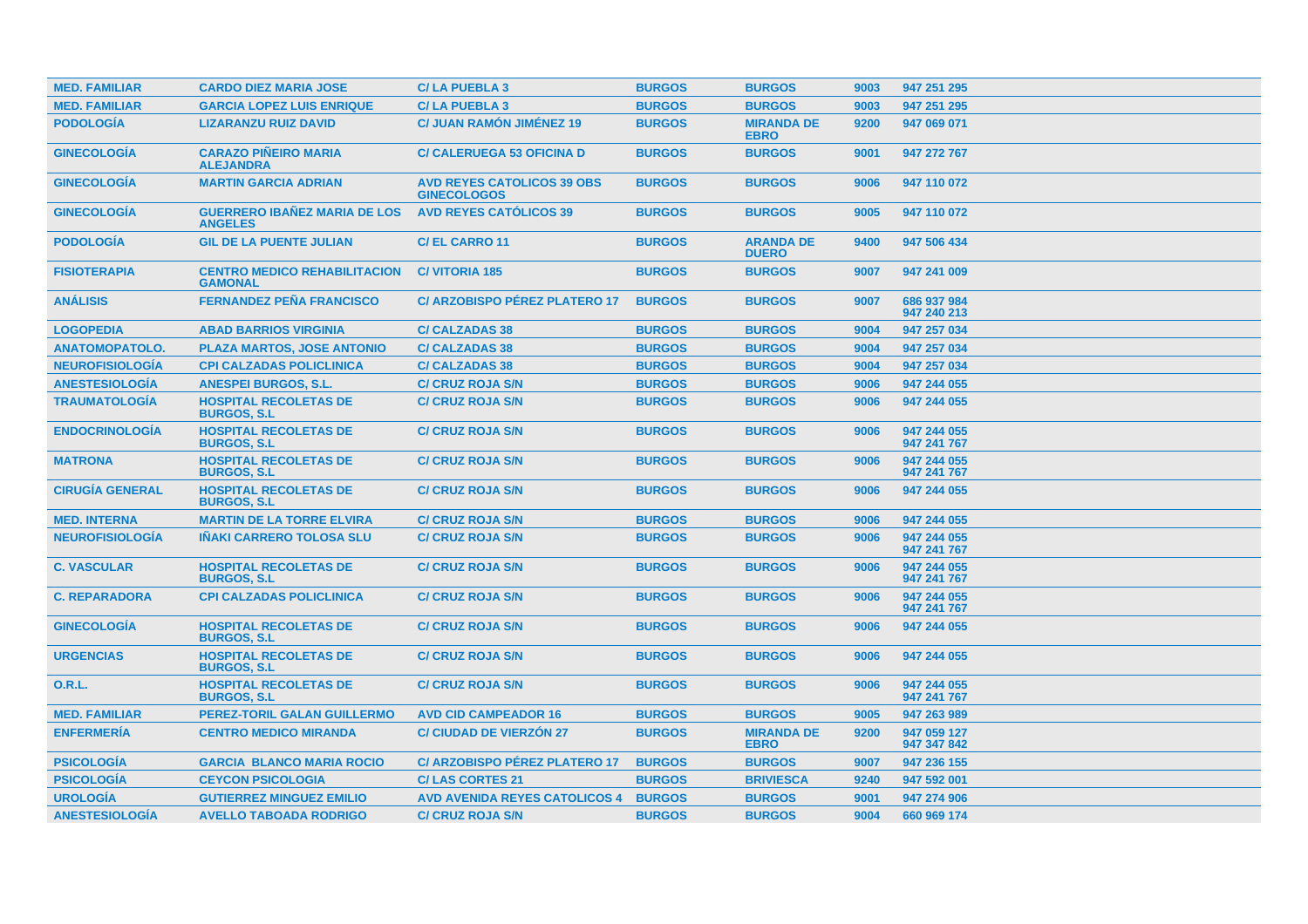| | | | | | | |
|---|---|---|---|---|---|---|
| **MED. FAMILIAR** | **CARDO DIEZ MARIA JOSE** | **C/ LA PUEBLA 3** | **BURGOS** | **BURGOS** | **9003** | **947 251 295** |
| **MED. FAMILIAR** | **GARCIA LOPEZ LUIS ENRIQUE** | **C/ LA PUEBLA 3** | **BURGOS** | **BURGOS** | **9003** | **947 251 295** |
| **PODOLOGÍA** | **LIZARANZU RUIZ DAVID** | **C/ JUAN RAMÓN JIMÉNEZ 19** | **BURGOS** | **MIRANDA DE EBRO** | **9200** | **947 069 071** |
| **GINECOLOGÍA** | **CARAZO PIÑEIRO MARIA ALEJANDRA** | **C/ CALERUEGA 53 OFICINA D** | **BURGOS** | **BURGOS** | **9001** | **947 272 767** |
| **GINECOLOGÍA** | **MARTIN GARCIA ADRIAN** | **AVD REYES CATOLICOS 39 OBS GINECOLOGOS** | **BURGOS** | **BURGOS** | **9006** | **947 110 072** |
| **GINECOLOGÍA** | **GUERRERO IBAÑEZ MARIA DE LOS ANGELES** | **AVD REYES CATÓLICOS 39** | **BURGOS** | **BURGOS** | **9005** | **947 110 072** |
| **PODOLOGÍA** | **GIL DE LA PUENTE JULIAN** | **C/ EL CARRO 11** | **BURGOS** | **ARANDA DE DUERO** | **9400** | **947 506 434** |
| **FISIOTERAPIA** | **CENTRO MEDICO REHABILITACION GAMONAL** | **C/ VITORIA 185** | **BURGOS** | **BURGOS** | **9007** | **947 241 009** |
| **ANÁLISIS** | **FERNANDEZ PEÑA FRANCISCO** | **C/ ARZOBISPO PÉREZ PLATERO 17** | **BURGOS** | **BURGOS** | **9007** | **686 937 984 947 240 213** |
| **LOGOPEDIA** | **ABAD BARRIOS VIRGINIA** | **C/ CALZADAS 38** | **BURGOS** | **BURGOS** | **9004** | **947 257 034** |
| **ANATOMOPATOLO.** | **PLAZA MARTOS, JOSE ANTONIO** | **C/ CALZADAS 38** | **BURGOS** | **BURGOS** | **9004** | **947 257 034** |
| **NEUROFISIOLOGÍA** | **CPI CALZADAS POLICLINICA** | **C/ CALZADAS 38** | **BURGOS** | **BURGOS** | **9004** | **947 257 034** |
| **ANESTESIOLOGÍA** | **ANESPEI BURGOS, S.L.** | **C/ CRUZ ROJA S/N** | **BURGOS** | **BURGOS** | **9006** | **947 244 055** |
| **TRAUMATOLOGÍA** | **HOSPITAL RECOLETAS DE BURGOS, S.L** | **C/ CRUZ ROJA S/N** | **BURGOS** | **BURGOS** | **9006** | **947 244 055** |
| **ENDOCRINOLOGÍA** | **HOSPITAL RECOLETAS DE BURGOS, S.L** | **C/ CRUZ ROJA S/N** | **BURGOS** | **BURGOS** | **9006** | **947 244 055 947 241 767** |
| **MATRONA** | **HOSPITAL RECOLETAS DE BURGOS, S.L** | **C/ CRUZ ROJA S/N** | **BURGOS** | **BURGOS** | **9006** | **947 244 055 947 241 767** |
| **CIRUGÍA GENERAL** | **HOSPITAL RECOLETAS DE BURGOS, S.L** | **C/ CRUZ ROJA S/N** | **BURGOS** | **BURGOS** | **9006** | **947 244 055** |
| **MED. INTERNA** | **MARTIN DE LA TORRE ELVIRA** | **C/ CRUZ ROJA S/N** | **BURGOS** | **BURGOS** | **9006** | **947 244 055** |
| **NEUROFISIOLOGÍA** | **IÑAKI CARRERO TOLOSA SLU** | **C/ CRUZ ROJA S/N** | **BURGOS** | **BURGOS** | **9006** | **947 244 055 947 241 767** |
| **C. VASCULAR** | **HOSPITAL RECOLETAS DE BURGOS, S.L** | **C/ CRUZ ROJA S/N** | **BURGOS** | **BURGOS** | **9006** | **947 244 055 947 241 767** |
| **C. REPARADORA** | **CPI CALZADAS POLICLINICA** | **C/ CRUZ ROJA S/N** | **BURGOS** | **BURGOS** | **9006** | **947 244 055 947 241 767** |
| **GINECOLOGÍA** | **HOSPITAL RECOLETAS DE BURGOS, S.L** | **C/ CRUZ ROJA S/N** | **BURGOS** | **BURGOS** | **9006** | **947 244 055** |
| **URGENCIAS** | **HOSPITAL RECOLETAS DE BURGOS, S.L** | **C/ CRUZ ROJA S/N** | **BURGOS** | **BURGOS** | **9006** | **947 244 055** |
| **O.R.L.** | **HOSPITAL RECOLETAS DE BURGOS, S.L** | **C/ CRUZ ROJA S/N** | **BURGOS** | **BURGOS** | **9006** | **947 244 055 947 241 767** |
| **MED. FAMILIAR** | **PEREZ-TORIL GALAN GUILLERMO** | **AVD CID CAMPEADOR 16** | **BURGOS** | **BURGOS** | **9005** | **947 263 989** |
| **ENFERMERÍA** | **CENTRO MEDICO MIRANDA** | **C/ CIUDAD DE VIERZÓN 27** | **BURGOS** | **MIRANDA DE EBRO** | **9200** | **947 059 127 947 347 842** |
| **PSICOLOGÍA** | **GARCIA BLANCO MARIA ROCIO** | **C/ ARZOBISPO PÉREZ PLATERO 17** | **BURGOS** | **BURGOS** | **9007** | **947 236 155** |
| **PSICOLOGÍA** | **CEYCON PSICOLOGIA** | **C/ LAS CORTES 21** | **BURGOS** | **BRIVIESCA** | **9240** | **947 592 001** |
| **UROLOGÍA** | **GUTIERREZ MINGUEZ EMILIO** | **AVD AVENIDA REYES CATOLICOS 4** | **BURGOS** | **BURGOS** | **9001** | **947 274 906** |
| **ANESTESIOLOGÍA** | **AVELLO TABOADA RODRIGO** | **C/ CRUZ ROJA S/N** | **BURGOS** | **BURGOS** | **9004** | **660 969 174** |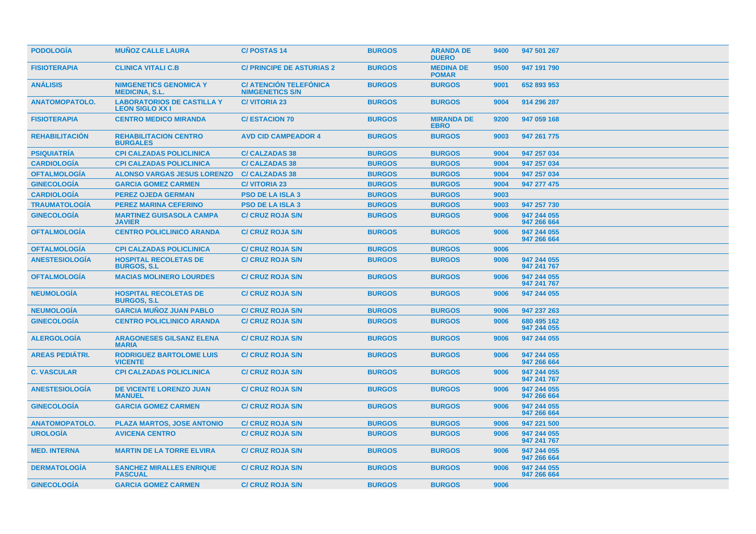| PODOLOGÍA | MUÑOZ CALLE LAURA | C/ POSTAS 14 | BURGOS | ARANDA DE DUERO | 9400 | 947 501 267 |
|---|---|---|---|---|---|---|
| FISIOTERAPIA | CLINICA VITALI C.B | C/ PRINCIPE DE ASTURIAS 2 | BURGOS | MEDINA DE POMAR | 9500 | 947 191 790 |
| ANÁLISIS | NIMGENETICS GENOMICA Y MEDICINA, S.L. | C/ ATENCIÓN TELEFÓNICA NIMGENETICS S/N | BURGOS | BURGOS | 9001 | 652 893 953 |
| ANATOMOPATOLO. | LABORATORIOS DE CASTILLA Y LEON SIGLO XX I | C/ VITORIA 23 | BURGOS | BURGOS | 9004 | 914 296 287 |
| FISIOTERAPIA | CENTRO MEDICO MIRANDA | C/ ESTACION 70 | BURGOS | MIRANDA DE EBRO | 9200 | 947 059 168 |
| REHABILITACIÓN | REHABILITACION CENTRO BURGALES | AVD CID CAMPEADOR 4 | BURGOS | BURGOS | 9003 | 947 261 775 |
| PSIQUIATRÍA | CPI CALZADAS POLICLINICA | C/ CALZADAS 38 | BURGOS | BURGOS | 9004 | 947 257 034 |
| CARDIOLOGÍA | CPI CALZADAS POLICLINICA | C/ CALZADAS 38 | BURGOS | BURGOS | 9004 | 947 257 034 |
| OFTALMOLOGÍA | ALONSO VARGAS JESUS LORENZO | C/ CALZADAS 38 | BURGOS | BURGOS | 9004 | 947 257 034 |
| GINECOLOGÍA | GARCIA GOMEZ CARMEN | C/ VITORIA 23 | BURGOS | BURGOS | 9004 | 947 277 475 |
| CARDIOLOGÍA | PEREZ OJEDA GERMAN | PSO DE LA ISLA 3 | BURGOS | BURGOS | 9003 | |
| TRAUMATOLOGÍA | PEREZ MARINA CEFERINO | PSO DE LA ISLA 3 | BURGOS | BURGOS | 9003 | 947 257 730 |
| GINECOLOGÍA | MARTINEZ GUISASOLA CAMPA JAVIER | C/ CRUZ ROJA S/N | BURGOS | BURGOS | 9006 | 947 244 055 947 266 664 |
| OFTALMOLOGÍA | CENTRO POLICLINICO ARANDA | C/ CRUZ ROJA S/N | BURGOS | BURGOS | 9006 | 947 244 055 947 266 664 |
| OFTALMOLOGÍA | CPI CALZADAS POLICLINICA | C/ CRUZ ROJA S/N | BURGOS | BURGOS | 9006 | |
| ANESTESIOLOGÍA | HOSPITAL RECOLETAS DE BURGOS, S.L | C/ CRUZ ROJA S/N | BURGOS | BURGOS | 9006 | 947 244 055 947 241 767 |
| OFTALMOLOGÍA | MACIAS MOLINERO LOURDES | C/ CRUZ ROJA S/N | BURGOS | BURGOS | 9006 | 947 244 055 947 241 767 |
| NEUMOLOGÍA | HOSPITAL RECOLETAS DE BURGOS, S.L | C/ CRUZ ROJA S/N | BURGOS | BURGOS | 9006 | 947 244 055 |
| NEUMOLOGÍA | GARCIA MUÑOZ JUAN PABLO | C/ CRUZ ROJA S/N | BURGOS | BURGOS | 9006 | 947 237 263 |
| GINECOLOGÍA | CENTRO POLICLINICO ARANDA | C/ CRUZ ROJA S/N | BURGOS | BURGOS | 9006 | 680 495 162 947 244 055 |
| ALERGOLOGÍA | ARAGONESES GILSANZ ELENA MARIA | C/ CRUZ ROJA S/N | BURGOS | BURGOS | 9006 | 947 244 055 |
| AREAS PEDIÁTRI. | RODRIGUEZ BARTOLOME LUIS VICENTE | C/ CRUZ ROJA S/N | BURGOS | BURGOS | 9006 | 947 244 055 947 266 664 |
| C. VASCULAR | CPI CALZADAS POLICLINICA | C/ CRUZ ROJA S/N | BURGOS | BURGOS | 9006 | 947 244 055 947 241 767 |
| ANESTESIOLOGÍA | DE VICENTE LORENZO JUAN MANUEL | C/ CRUZ ROJA S/N | BURGOS | BURGOS | 9006 | 947 244 055 947 266 664 |
| GINECOLOGÍA | GARCIA GOMEZ CARMEN | C/ CRUZ ROJA S/N | BURGOS | BURGOS | 9006 | 947 244 055 947 266 664 |
| ANATOMOPATOLO. | PLAZA MARTOS, JOSE ANTONIO | C/ CRUZ ROJA S/N | BURGOS | BURGOS | 9006 | 947 221 500 |
| UROLOGÍA | AVICENA CENTRO | C/ CRUZ ROJA S/N | BURGOS | BURGOS | 9006 | 947 244 055 947 241 767 |
| MED. INTERNA | MARTIN DE LA TORRE ELVIRA | C/ CRUZ ROJA S/N | BURGOS | BURGOS | 9006 | 947 244 055 947 266 664 |
| DERMATOLOGÍA | SANCHEZ MIRALLES ENRIQUE PASCUAL | C/ CRUZ ROJA S/N | BURGOS | BURGOS | 9006 | 947 244 055 947 266 664 |
| GINECOLOGÍA | GARCIA GOMEZ CARMEN | C/ CRUZ ROJA S/N | BURGOS | BURGOS | 9006 | |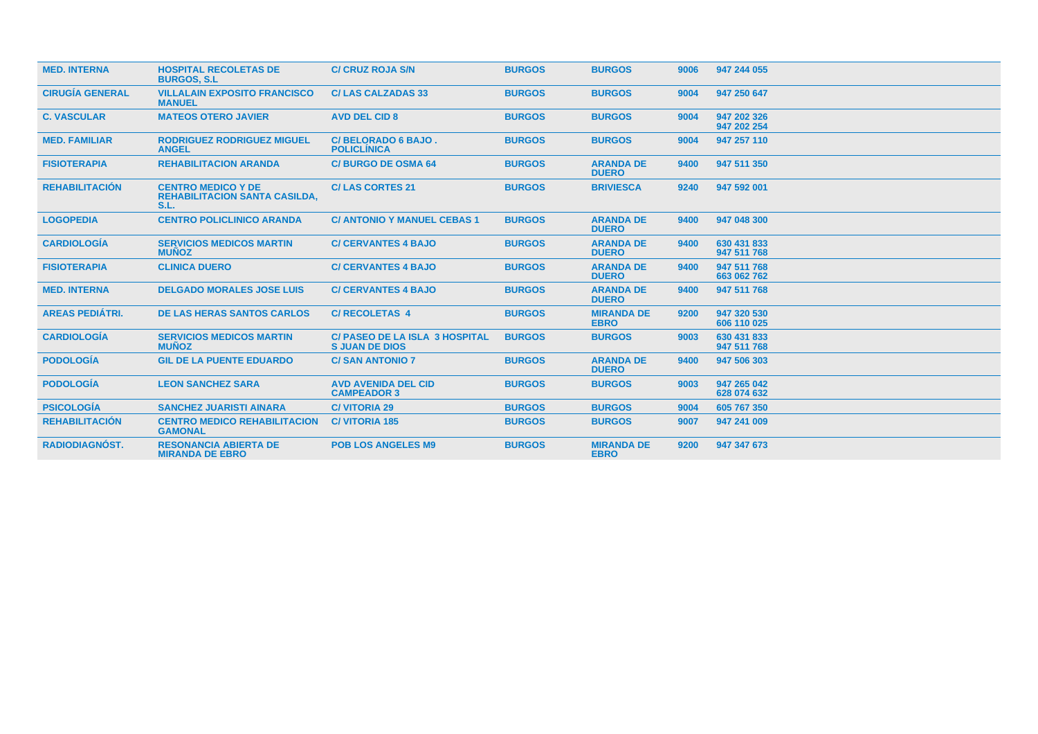| | | | | | | |
|---|---|---|---|---|---|---|
| MED. INTERNA | HOSPITAL RECOLETAS DE BURGOS, S.L | C/ CRUZ ROJA S/N | BURGOS | BURGOS | 9006 | 947 244 055 |
| CIRUGÍA GENERAL | VILLALAIN EXPOSITO FRANCISCO MANUEL | C/ LAS CALZADAS 33 | BURGOS | BURGOS | 9004 | 947 250 647 |
| C. VASCULAR | MATEOS OTERO JAVIER | AVD DEL CID 8 | BURGOS | BURGOS | 9004 | 947 202 326<br>947 202 254 |
| MED. FAMILIAR | RODRIGUEZ RODRIGUEZ MIGUEL ANGEL | C/ BELORADO 6 BAJO . POLICLÍNICA | BURGOS | BURGOS | 9004 | 947 257 110 |
| FISIOTERAPIA | REHABILITACION ARANDA | C/ BURGO DE OSMA 64 | BURGOS | ARANDA DE DUERO | 9400 | 947 511 350 |
| REHABILITACIÓN | CENTRO MEDICO Y DE REHABILITACION SANTA CASILDA, S.L. | C/ LAS CORTES 21 | BURGOS | BRIVIESCA | 9240 | 947 592 001 |
| LOGOPEDIA | CENTRO POLICLINICO ARANDA | C/ ANTONIO Y MANUEL CEBAS 1 | BURGOS | ARANDA DE DUERO | 9400 | 947 048 300 |
| CARDIOLOGÍA | SERVICIOS MEDICOS MARTIN MUÑOZ | C/ CERVANTES 4 BAJO | BURGOS | ARANDA DE DUERO | 9400 | 630 431 833<br>947 511 768 |
| FISIOTERAPIA | CLINICA DUERO | C/ CERVANTES 4 BAJO | BURGOS | ARANDA DE DUERO | 9400 | 947 511 768<br>663 062 762 |
| MED. INTERNA | DELGADO MORALES JOSE LUIS | C/ CERVANTES 4 BAJO | BURGOS | ARANDA DE DUERO | 9400 | 947 511 768 |
| AREAS PEDIÁTRI. | DE LAS HERAS SANTOS CARLOS | C/ RECOLETAS 4 | BURGOS | MIRANDA DE EBRO | 9200 | 947 320 530<br>606 110 025 |
| CARDIOLOGÍA | SERVICIOS MEDICOS MARTIN MUÑOZ | C/ PASEO DE LA ISLA 3 HOSPITAL S JUAN DE DIOS | BURGOS | BURGOS | 9003 | 630 431 833<br>947 511 768 |
| PODOLOGÍA | GIL DE LA PUENTE EDUARDO | C/ SAN ANTONIO 7 | BURGOS | ARANDA DE DUERO | 9400 | 947 506 303 |
| PODOLOGÍA | LEON SANCHEZ SARA | AVD AVENIDA DEL CID CAMPEADOR 3 | BURGOS | BURGOS | 9003 | 947 265 042<br>628 074 632 |
| PSICOLOGÍA | SANCHEZ JUARISTI AINARA | C/ VITORIA 29 | BURGOS | BURGOS | 9004 | 605 767 350 |
| REHABILITACIÓN | CENTRO MEDICO REHABILITACION GAMONAL | C/ VITORIA 185 | BURGOS | BURGOS | 9007 | 947 241 009 |
| RADIODIAGNÓST. | RESONANCIA ABIERTA DE MIRANDA DE EBRO | POB LOS ANGELES M9 | BURGOS | MIRANDA DE EBRO | 9200 | 947 347 673 |